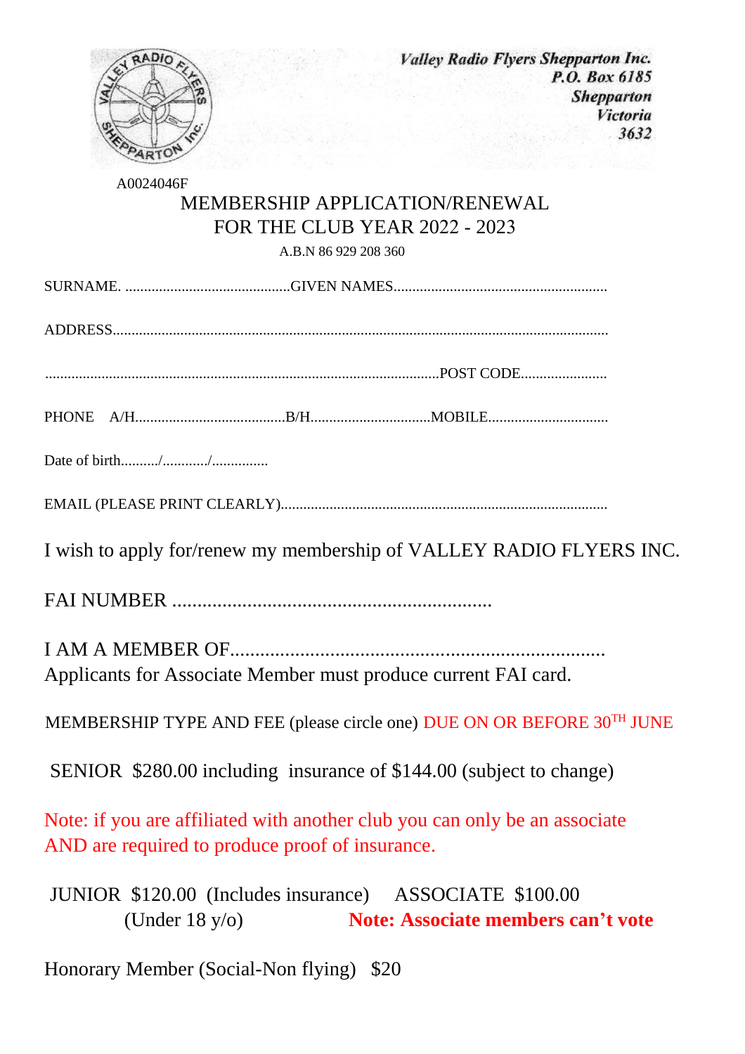Valley Radio Flyers Shepparton Inc.
P.O. Box 6185
Shepparton
Victoria
3632

A0024046F

# MEMBERSHIP APPLICATION/RENEWAL
# FOR THE CLUB YEAR 2022 - 2023

A.B.N 86 929 208 360

SURNAME. ............................................GIVEN NAMES........................................................

ADDRESS...................................................................................................................................

.......................................................................................................POST CODE.......................

PHONE A/H........................................B/H................................MOBILE................................

Date of birth........../............/...............

EMAIL (PLEASE PRINT CLEARLY)......................................................................................

I wish to apply for/renew my membership of VALLEY RADIO FLYERS INC.

FAI NUMBER ..............................................................

I AM A MEMBER OF.........................................................................

Applicants for Associate Member must produce current FAI card.

MEMBERSHIP TYPE AND FEE (please circle one) DUE ON OR BEFORE 30TH JUNE

SENIOR $280.00 including insurance of $144.00 (subject to change)

Note: if you are affiliated with another club you can only be an associate AND are required to produce proof of insurance.

JUNIOR $120.00 (Includes insurance) (Under 18 y/o)

ASSOCIATE $100.00 **Note: Associate members can't vote**

Honorary Member (Social-Non flying) $20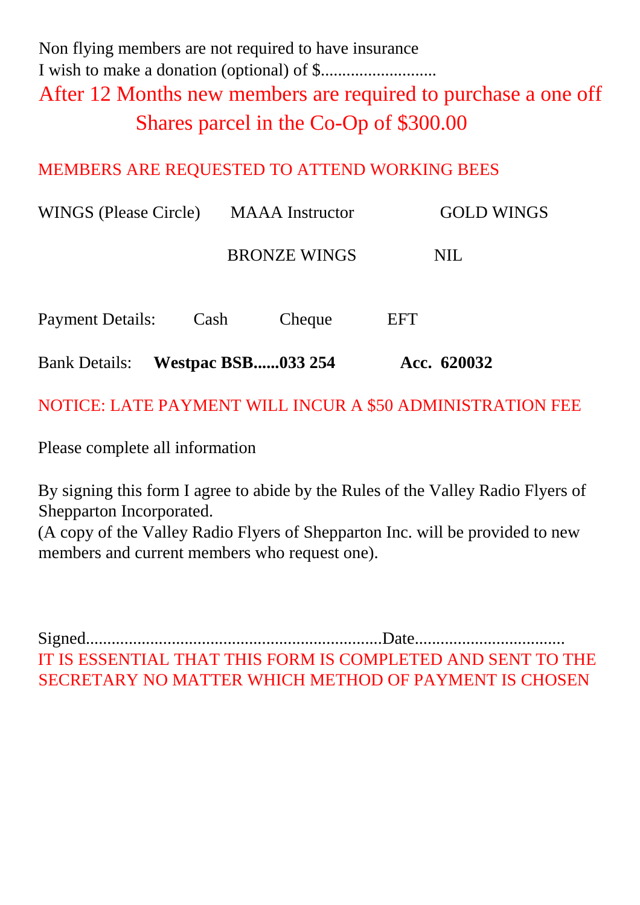Non flying members are not required to have insurance

I wish to make a donation (optional) of $..........................

After 12 Months new members are required to purchase a one off Shares parcel in the Co-Op of $300.00

MEMBERS ARE REQUESTED TO ATTEND WORKING BEES

WINGS (Please Circle) MAAA Instructor GOLD WINGS

BRONZE WINGS NIL

Payment Details: Cash Cheque EFT

Bank Details: **Westpac BSB......033 254** **Acc. 620032**

NOTICE: LATE PAYMENT WILL INCUR A $50 ADMINISTRATION FEE

Please complete all information

By signing this form I agree to abide by the Rules of the Valley Radio Flyers of Shepparton Incorporated.
(A copy of the Valley Radio Flyers of Shepparton Inc. will be provided to new members and current members who request one).

Signed..................................................................Date..................................

IT IS ESSENTIAL THAT THIS FORM IS COMPLETED AND SENT TO THE SECRETARY NO MATTER WHICH METHOD OF PAYMENT IS CHOSEN